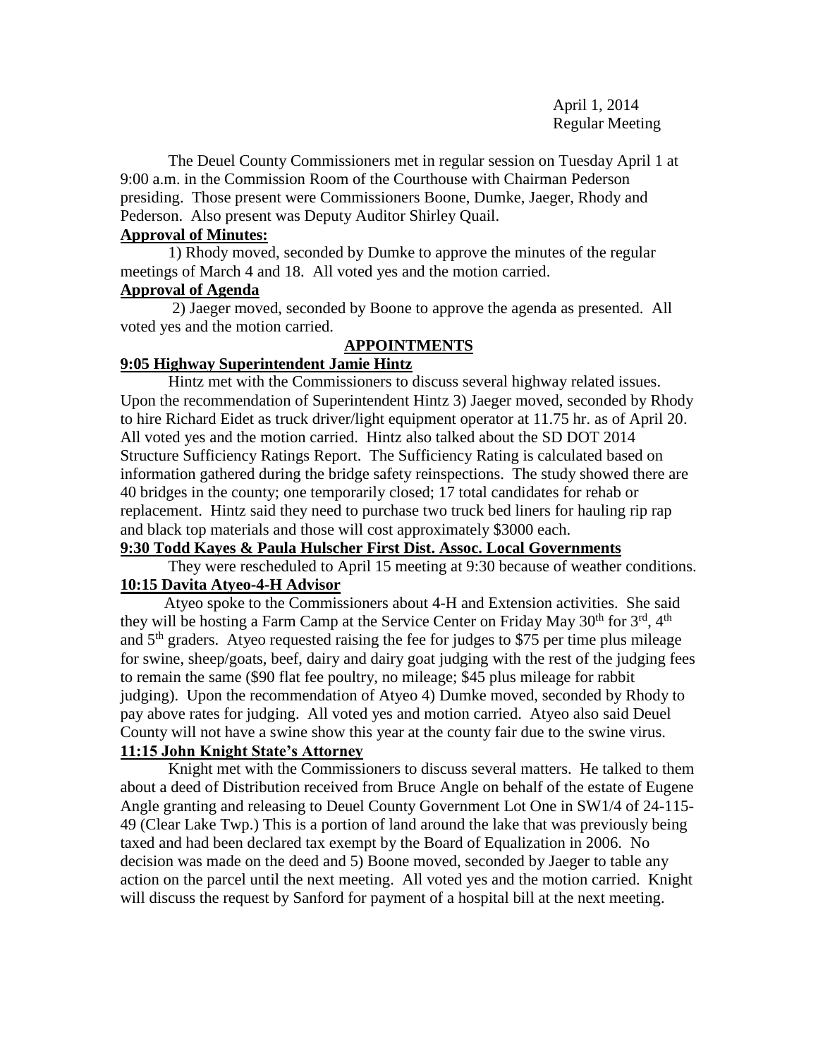April 1, 2014
Regular Meeting

The Deuel County Commissioners met in regular session on Tuesday April 1 at 9:00 a.m. in the Commission Room of the Courthouse with Chairman Pederson presiding. Those present were Commissioners Boone, Dumke, Jaeger, Rhody and Pederson. Also present was Deputy Auditor Shirley Quail.

**Approval of Minutes:**

1) Rhody moved, seconded by Dumke to approve the minutes of the regular meetings of March 4 and 18. All voted yes and the motion carried.

**Approval of Agenda**

2) Jaeger moved, seconded by Boone to approve the agenda as presented. All voted yes and the motion carried.

## APPOINTMENTS

**9:05 Highway Superintendent Jamie Hintz**

Hintz met with the Commissioners to discuss several highway related issues. Upon the recommendation of Superintendent Hintz 3) Jaeger moved, seconded by Rhody to hire Richard Eidet as truck driver/light equipment operator at 11.75 hr. as of April 20. All voted yes and the motion carried. Hintz also talked about the SD DOT 2014 Structure Sufficiency Ratings Report. The Sufficiency Rating is calculated based on information gathered during the bridge safety reinspections. The study showed there are 40 bridges in the county; one temporarily closed; 17 total candidates for rehab or replacement. Hintz said they need to purchase two truck bed liners for hauling rip rap and black top materials and those will cost approximately $3000 each.

**9:30 Todd Kayes & Paula Hulscher First Dist. Assoc. Local Governments**

They were rescheduled to April 15 meeting at 9:30 because of weather conditions.

**10:15 Davita Atyeo-4-H Advisor**

Atyeo spoke to the Commissioners about 4-H and Extension activities. She said they will be hosting a Farm Camp at the Service Center on Friday May 30th for 3rd, 4th and 5th graders. Atyeo requested raising the fee for judges to $75 per time plus mileage for swine, sheep/goats, beef, dairy and dairy goat judging with the rest of the judging fees to remain the same ($90 flat fee poultry, no mileage; $45 plus mileage for rabbit judging). Upon the recommendation of Atyeo 4) Dumke moved, seconded by Rhody to pay above rates for judging. All voted yes and motion carried. Atyeo also said Deuel County will not have a swine show this year at the county fair due to the swine virus.

**11:15 John Knight State's Attorney**

Knight met with the Commissioners to discuss several matters. He talked to them about a deed of Distribution received from Bruce Angle on behalf of the estate of Eugene Angle granting and releasing to Deuel County Government Lot One in SW1/4 of 24-115-49 (Clear Lake Twp.) This is a portion of land around the lake that was previously being taxed and had been declared tax exempt by the Board of Equalization in 2006. No decision was made on the deed and 5) Boone moved, seconded by Jaeger to table any action on the parcel until the next meeting. All voted yes and the motion carried. Knight will discuss the request by Sanford for payment of a hospital bill at the next meeting.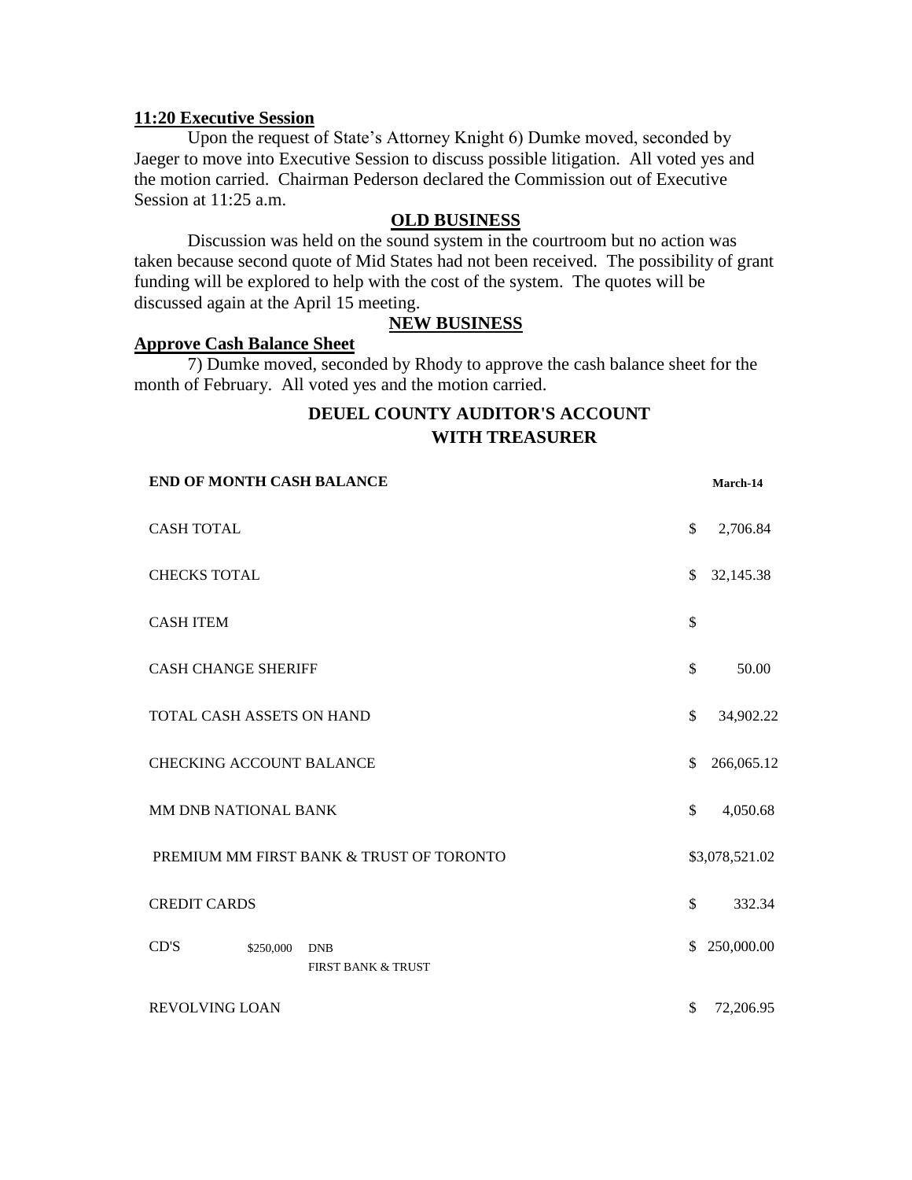**11:20 Executive Session**

Upon the request of State's Attorney Knight 6) Dumke moved, seconded by Jaeger to move into Executive Session to discuss possible litigation. All voted yes and the motion carried. Chairman Pederson declared the Commission out of Executive Session at 11:25 a.m.

## OLD BUSINESS

Discussion was held on the sound system in the courtroom but no action was taken because second quote of Mid States had not been received. The possibility of grant funding will be explored to help with the cost of the system. The quotes will be discussed again at the April 15 meeting.

## NEW BUSINESS

**Approve Cash Balance Sheet**

7) Dumke moved, seconded by Rhody to approve the cash balance sheet for the month of February. All voted yes and the motion carried.

## DEUEL COUNTY AUDITOR'S ACCOUNT WITH TREASURER

| END OF MONTH CASH BALANCE | | | March-14 |
|---|---|---|---|
| CASH TOTAL | | | $ 2,706.84 |
| CHECKS TOTAL | | | $ 32,145.38 |
| CASH ITEM | | | $ |
| CASH CHANGE SHERIFF | | | $ 50.00 |
| TOTAL CASH ASSETS ON HAND | | | $ 34,902.22 |
| CHECKING ACCOUNT BALANCE | | | $ 266,065.12 |
| MM DNB NATIONAL BANK | | | $ 4,050.68 |
| PREMIUM MM FIRST BANK & TRUST OF TORONTO | | | $3,078,521.02 |
| CREDIT CARDS | | | $ 332.34 |
| CD'S | $250,000 | DNB<br>FIRST BANK & TRUST | $ 250,000.00 |
| REVOLVING LOAN | | | $ 72,206.95 |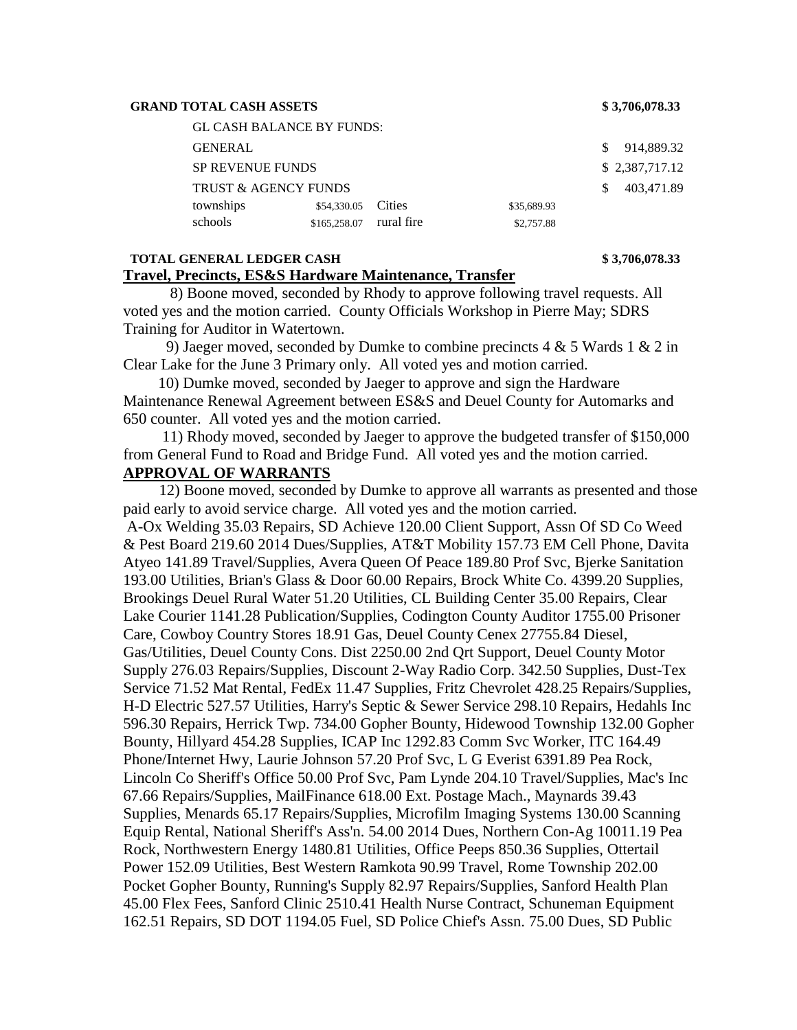**GRAND TOTAL CASH ASSETS** **$ 3,706,078.33**

| | | | | |
|---|---|---|---|---|
| GL CASH BALANCE BY FUNDS: | | | | |
| GENERAL | | | | $ 914,889.32 |
| SP REVENUE FUNDS | | | | $ 2,387,717.12 |
| TRUST & AGENCY FUNDS | | | | $ 403,471.89 |
| townships | $54,330.05 | Cities | $35,689.93 | |
| schools | $165,258.07 | rural fire | $2,757.88 | |

**TOTAL GENERAL LEDGER CASH** **$ 3,706,078.33**

## Travel, Precincts, ES&S Hardware Maintenance, Transfer

8) Boone moved, seconded by Rhody to approve following travel requests. All voted yes and the motion carried. County Officials Workshop in Pierre May; SDRS Training for Auditor in Watertown.

9) Jaeger moved, seconded by Dumke to combine precincts 4 & 5 Wards 1 & 2 in Clear Lake for the June 3 Primary only. All voted yes and motion carried.

10) Dumke moved, seconded by Jaeger to approve and sign the Hardware Maintenance Renewal Agreement between ES&S and Deuel County for Automarks and 650 counter. All voted yes and the motion carried.

11) Rhody moved, seconded by Jaeger to approve the budgeted transfer of $150,000 from General Fund to Road and Bridge Fund. All voted yes and the motion carried.

## APPROVAL OF WARRANTS

12) Boone moved, seconded by Dumke to approve all warrants as presented and those paid early to avoid service charge. All voted yes and the motion carried.

A-Ox Welding 35.03 Repairs, SD Achieve 120.00 Client Support, Assn Of SD Co Weed & Pest Board 219.60 2014 Dues/Supplies, AT&T Mobility 157.73 EM Cell Phone, Davita Atyeo 141.89 Travel/Supplies, Avera Queen Of Peace 189.80 Prof Svc, Bjerke Sanitation 193.00 Utilities, Brian's Glass & Door 60.00 Repairs, Brock White Co. 4399.20 Supplies, Brookings Deuel Rural Water 51.20 Utilities, CL Building Center 35.00 Repairs, Clear Lake Courier 1141.28 Publication/Supplies, Codington County Auditor 1755.00 Prisoner Care, Cowboy Country Stores 18.91 Gas, Deuel County Cenex 27755.84 Diesel, Gas/Utilities, Deuel County Cons. Dist 2250.00 2nd Qrt Support, Deuel County Motor Supply 276.03 Repairs/Supplies, Discount 2-Way Radio Corp. 342.50 Supplies, Dust-Tex Service 71.52 Mat Rental, FedEx 11.47 Supplies, Fritz Chevrolet 428.25 Repairs/Supplies, H-D Electric 527.57 Utilities, Harry's Septic & Sewer Service 298.10 Repairs, Hedahls Inc 596.30 Repairs, Herrick Twp. 734.00 Gopher Bounty, Hidewood Township 132.00 Gopher Bounty, Hillyard 454.28 Supplies, ICAP Inc 1292.83 Comm Svc Worker, ITC 164.49 Phone/Internet Hwy, Laurie Johnson 57.20 Prof Svc, L G Everist 6391.89 Pea Rock, Lincoln Co Sheriff's Office 50.00 Prof Svc, Pam Lynde 204.10 Travel/Supplies, Mac's Inc 67.66 Repairs/Supplies, MailFinance 618.00 Ext. Postage Mach., Maynards 39.43 Supplies, Menards 65.17 Repairs/Supplies, Microfilm Imaging Systems 130.00 Scanning Equip Rental, National Sheriff's Ass'n. 54.00 2014 Dues, Northern Con-Ag 10011.19 Pea Rock, Northwestern Energy 1480.81 Utilities, Office Peeps 850.36 Supplies, Ottertail Power 152.09 Utilities, Best Western Ramkota 90.99 Travel, Rome Township 202.00 Pocket Gopher Bounty, Running's Supply 82.97 Repairs/Supplies, Sanford Health Plan 45.00 Flex Fees, Sanford Clinic 2510.41 Health Nurse Contract, Schuneman Equipment 162.51 Repairs, SD DOT 1194.05 Fuel, SD Police Chief's Assn. 75.00 Dues, SD Public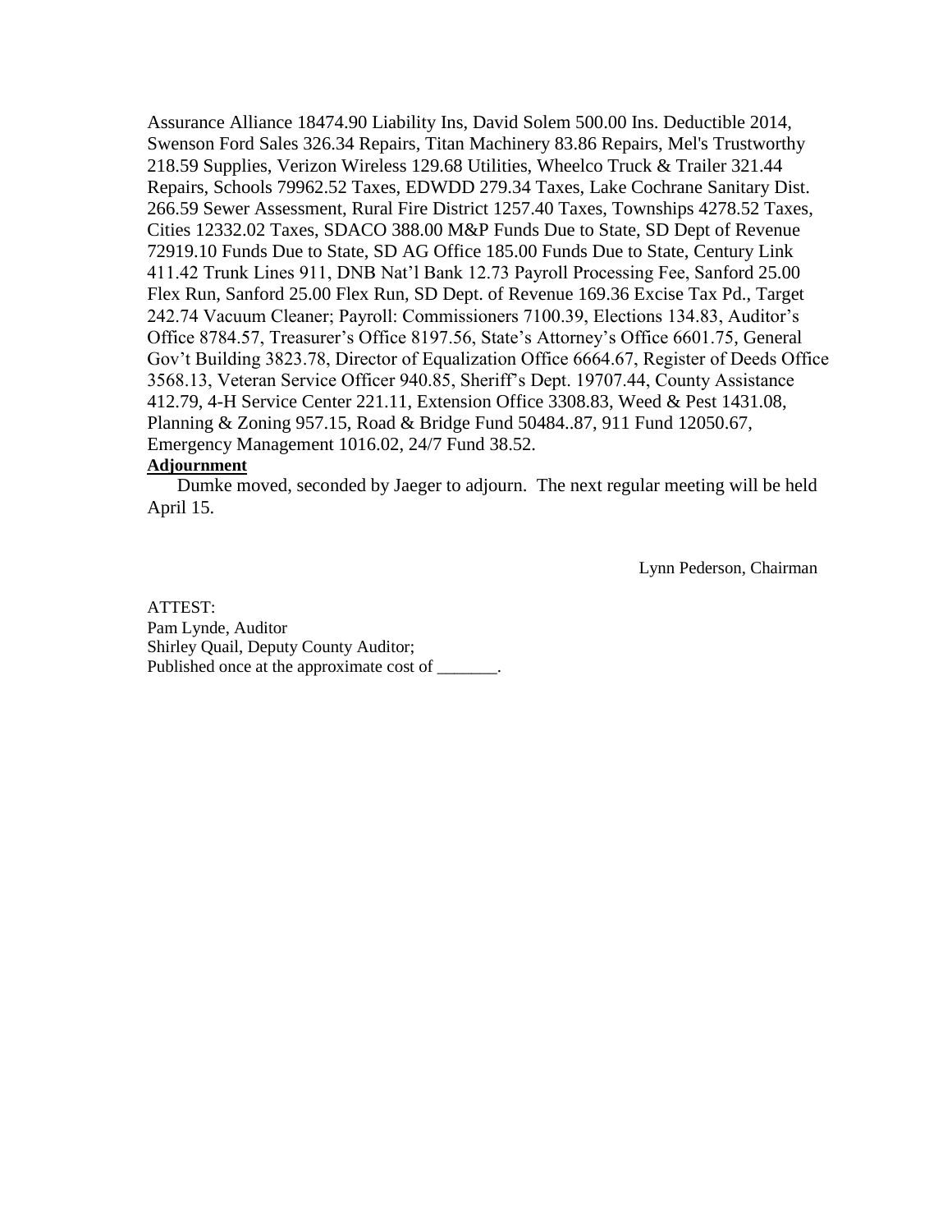Assurance Alliance 18474.90 Liability Ins, David Solem 500.00 Ins. Deductible 2014, Swenson Ford Sales 326.34 Repairs, Titan Machinery 83.86 Repairs, Mel's Trustworthy 218.59 Supplies, Verizon Wireless 129.68 Utilities, Wheelco Truck & Trailer 321.44 Repairs, Schools 79962.52 Taxes, EDWDD 279.34 Taxes, Lake Cochrane Sanitary Dist. 266.59 Sewer Assessment, Rural Fire District 1257.40 Taxes, Townships 4278.52 Taxes, Cities 12332.02 Taxes, SDACO 388.00 M&P Funds Due to State, SD Dept of Revenue 72919.10 Funds Due to State, SD AG Office 185.00 Funds Due to State, Century Link 411.42 Trunk Lines 911, DNB Nat'l Bank 12.73 Payroll Processing Fee, Sanford 25.00 Flex Run, Sanford 25.00 Flex Run, SD Dept. of Revenue 169.36 Excise Tax Pd., Target 242.74 Vacuum Cleaner; Payroll: Commissioners 7100.39, Elections 134.83, Auditor's Office 8784.57, Treasurer's Office 8197.56, State's Attorney's Office 6601.75, General Gov't Building 3823.78, Director of Equalization Office 6664.67, Register of Deeds Office 3568.13, Veteran Service Officer 940.85, Sheriff's Dept. 19707.44, County Assistance 412.79, 4-H Service Center 221.11, Extension Office 3308.83, Weed & Pest 1431.08, Planning & Zoning 957.15, Road & Bridge Fund 50484..87, 911 Fund 12050.67, Emergency Management 1016.02, 24/7 Fund 38.52.

**Adjournment**

Dumke moved, seconded by Jaeger to adjourn. The next regular meeting will be held April 15.

Lynn Pederson, Chairman

ATTEST:
Pam Lynde, Auditor
Shirley Quail, Deputy County Auditor;
Published once at the approximate cost of _______.